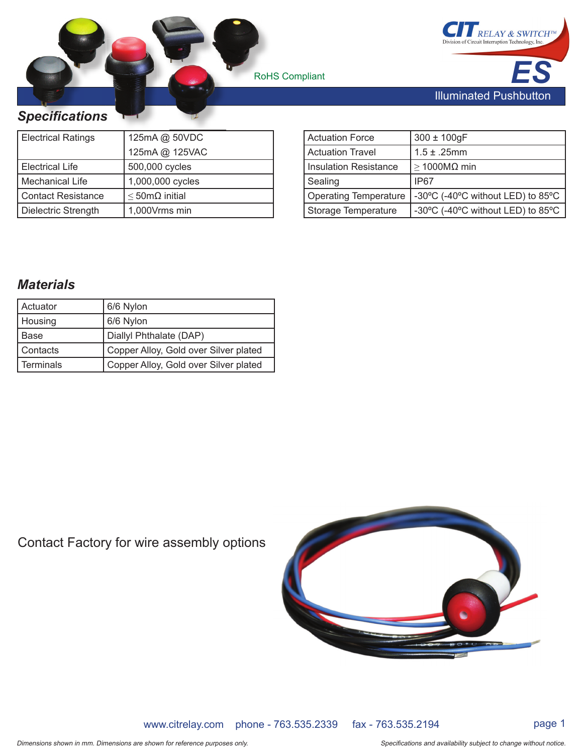CIT RELAY & SWITCH™
Division of Circuit Interruption Technology, Inc.

# ES

RoHS Compliant

Illuminated Pushbutton

## Specifications

| Electrical Ratings | 125mA @ 50VDC<br>125mA @ 125VAC |
|---|---|
| Electrical Life | 500,000 cycles |
| Mechanical Life | 1,000,000 cycles |
| Contact Resistance | ≤ 50mΩ initial |
| Dielectric Strength | 1,000Vrms min |

| Actuation Force | 300 ± 100gF |
|---|---|
| Actuation Travel | 1.5 ± .25mm |
| Insulation Resistance | ≥ 1000MΩ min |
| Sealing | IP67 |
| Operating Temperature | -30ºC (-40ºC without LED) to 85ºC |
| Storage Temperature | -30ºC (-40ºC without LED) to 85ºC |

## Materials

| Actuator | 6/6 Nylon |
|---|---|
| Housing | 6/6 Nylon |
| Base | Diallyl Phthalate (DAP) |
| Contacts | Copper Alloy, Gold over Silver plated |
| Terminals | Copper Alloy, Gold over Silver plated |

Contact Factory for wire assembly options

www.citrelay.com    phone - 763.535.2339    fax - 763.535.2194

*Dimensions shown in mm. Dimensions are shown for reference purposes only.*

*Specifications and availability subject to change without notice.*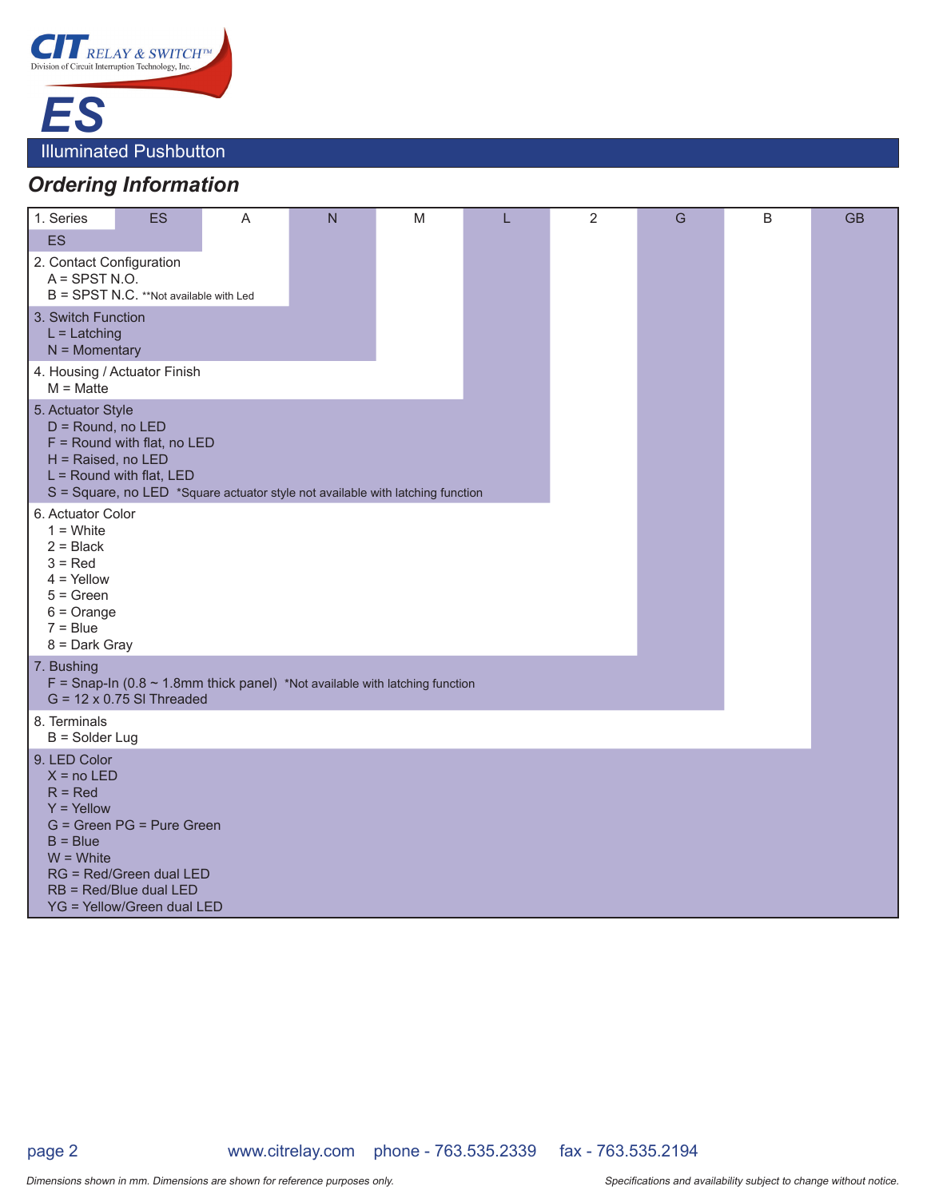# ES

## Illuminated Pushbutton

### Ordering Information

| 1. Series | ES | A | N | M | L | 2 | G | B | GB |
|---|---|---|---|---|---|---|---|---|---|

1. Series
   - ES
2. Contact Configuration
   - A = SPST N.O.
   - B = SPST N.C. **Not available with Led
3. Switch Function
   - L = Latching
   - N = Momentary
4. Housing / Actuator Finish
   - M = Matte
5. Actuator Style
   - D = Round, no LED
   - F = Round with flat, no LED
   - H = Raised, no LED
   - L = Round with flat, LED
   - S = Square, no LED *Square actuator style not available with latching function
6. Actuator Color
   - 1 = White
   - 2 = Black
   - 3 = Red
   - 4 = Yellow
   - 5 = Green
   - 6 = Orange
   - 7 = Blue
   - 8 = Dark Gray
7. Bushing
   - F = Snap-In (0.8 ~ 1.8mm thick panel) *Not available with latching function
   - G = 12 x 0.75 SI Threaded
8. Terminals
   - B = Solder Lug
9. LED Color
   - X = no LED
   - R = Red
   - Y = Yellow
   - G = Green PG = Pure Green
   - B = Blue
   - W = White
   - RG = Red/Green dual LED
   - RB = Red/Blue dual LED
   - YG = Yellow/Green dual LED

www.citrelay.com phone - 763.535.2339 fax - 763.535.2194

*Dimensions shown in mm. Dimensions are shown for reference purposes only.*

*Specifications and availability subject to change without notice.*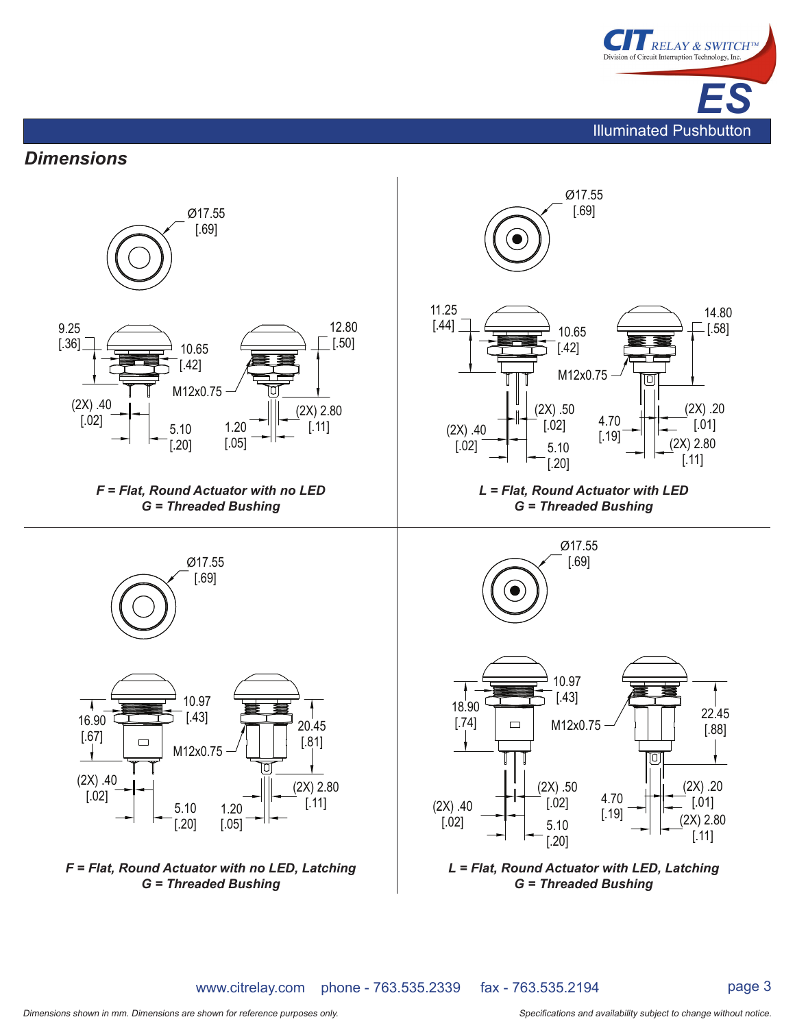## Dimensions

Ø17.55 [.69]

9.25 [.36]

10.65 [.42]

12.80 [.50]

M12x0.75

(2X) .40 [.02]

5.10 [.20]

1.20 [.05]

(2X) 2.80 [.11]

*F = Flat, Round Actuator with no LED*
*G = Threaded Bushing*

Ø17.55 [.69]

11.25 [.44]

10.65 [.42]

14.80 [.58]

M12x0.75

(2X) .50 [.02]

4.70 [.19]

(2X) .20 [.01]

(2X) .40 [.02]

5.10 [.20]

(2X) 2.80 [.11]

*L = Flat, Round Actuator with LED*
*G = Threaded Bushing*

Ø17.55 [.69]

16.90 [.67]

10.97 [.43]

20.45 [.81]

M12x0.75

(2X) .40 [.02]

5.10 [.20]

1.20 [.05]

(2X) 2.80 [.11]

*F = Flat, Round Actuator with no LED, Latching*
*G = Threaded Bushing*

Ø17.55 [.69]

18.90 [.74]

10.97 [.43]

22.45 [.88]

M12x0.75

(2X) .50 [.02]

4.70 [.19]

(2X) .20 [.01]

(2X) .40 [.02]

5.10 [.20]

(2X) 2.80 [.11]

*L = Flat, Round Actuator with LED, Latching*
*G = Threaded Bushing*

*Dimensions shown in mm. Dimensions are shown for reference purposes only.*

*Specifications and availability subject to change without notice.*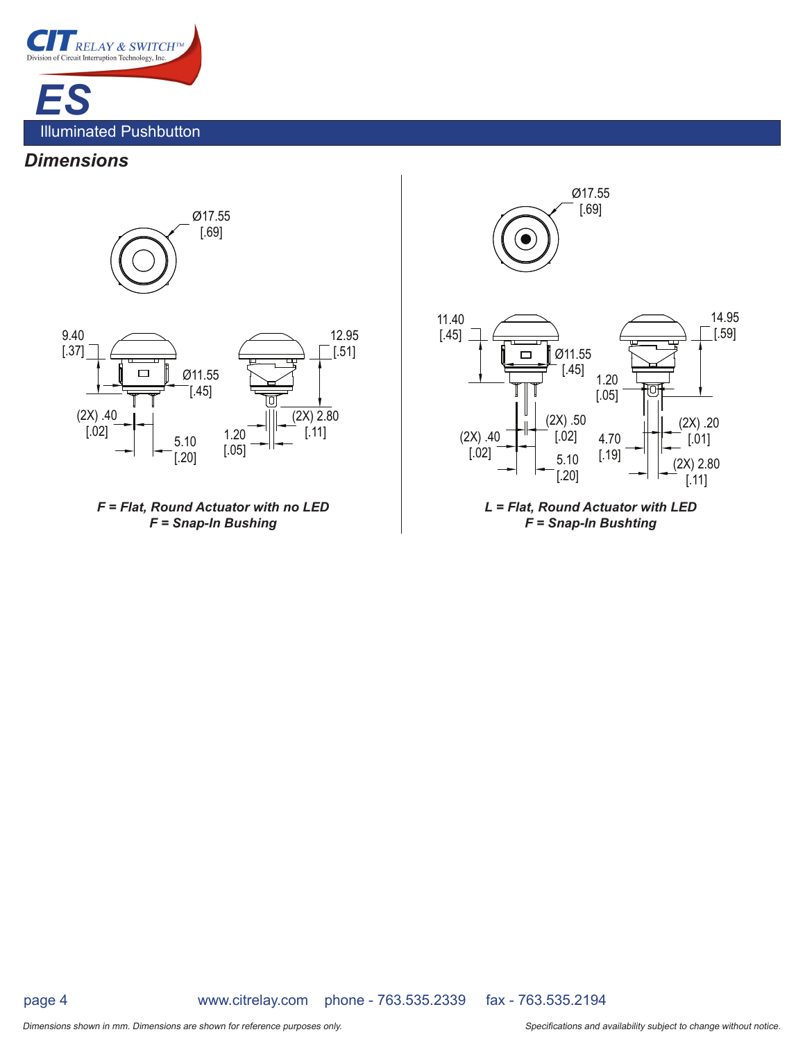# ES

## Illuminated Pushbutton

### Dimensions

Ø17.55 [.69]

9.40 [.37]

12.95 [.51]

Ø11.55 [.45]

(2X) .40 [.02]

5.10 [.20]

1.20 [.05]

(2X) 2.80 [.11]

***F = Flat, Round Actuator with no LED***
***F = Snap-In Bushing***

Ø17.55 [.69]

11.40 [.45]

14.95 [.59]

Ø11.55 [.45]

1.20 [.05]

(2X) .50 [.02]

(2X) .40 [.02]

5.10 [.20]

4.70 [.19]

(2X) .20 [.01]

(2X) 2.80 [.11]

***L = Flat, Round Actuator with LED***
***F = Snap-In Bushting***

www.citrelay.com phone - 763.535.2339 fax - 763.535.2194

*Dimensions shown in mm. Dimensions are shown for reference purposes only.*

*Specifications and availability subject to change without notice.*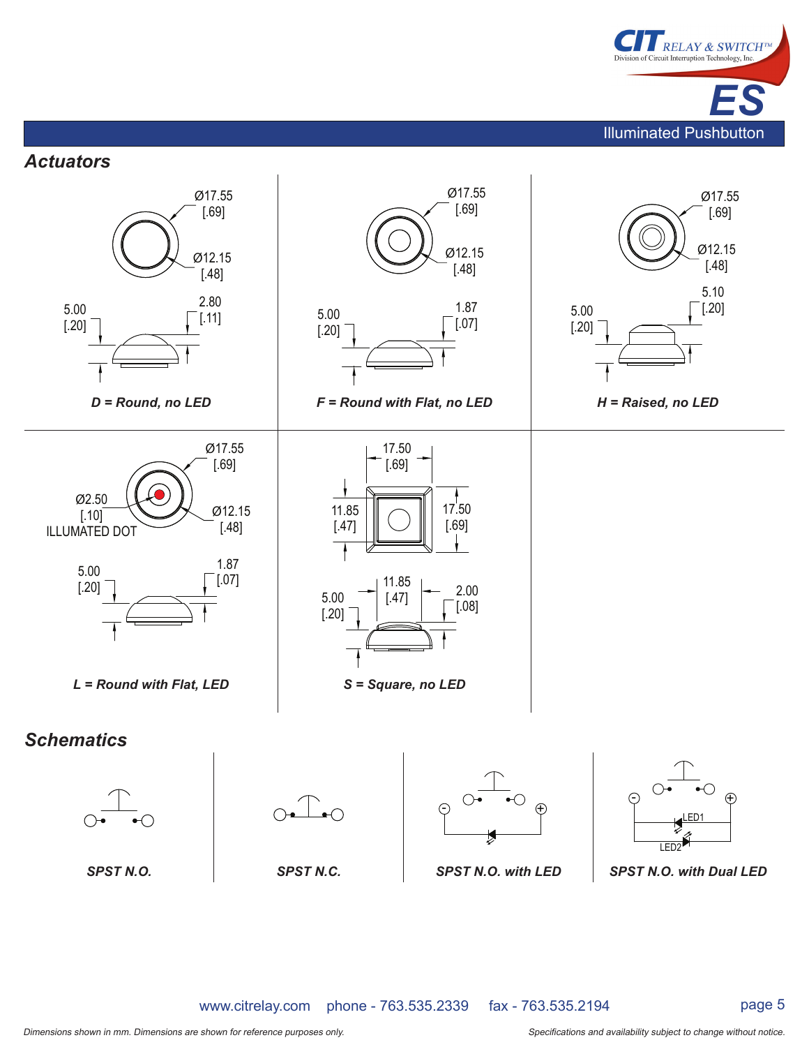## Actuators

Ø17.55 [.69]
Ø12.15 [.48]
5.00 [.20]
2.80 [.11]

***D = Round, no LED***

Ø17.55 [.69]
Ø12.15 [.48]
5.00 [.20]
1.87 [.07]

***F = Round with Flat, no LED***

Ø17.55 [.69]
Ø12.15 [.48]
5.00 [.20]
5.10 [.20]

***H = Raised, no LED***

Ø17.55 [.69]
Ø2.50 [.10] ILLUMATED DOT
Ø12.15 [.48]
5.00 [.20]
1.87 [.07]

***L = Round with Flat, LED***

17.50 [.69]
11.85 [.47]
17.50 [.69]
5.00 [.20]
11.85 [.47]
2.00 [.08]

***S = Square, no LED***

## Schematics

***SPST N.O.***

***SPST N.C.***

***SPST N.O. with LED***

LED1
LED2

***SPST N.O. with Dual LED***

www.citrelay.com phone - 763.535.2339 fax - 763.535.2194

*Dimensions shown in mm. Dimensions are shown for reference purposes only.*

*Specifications and availability subject to change without notice.*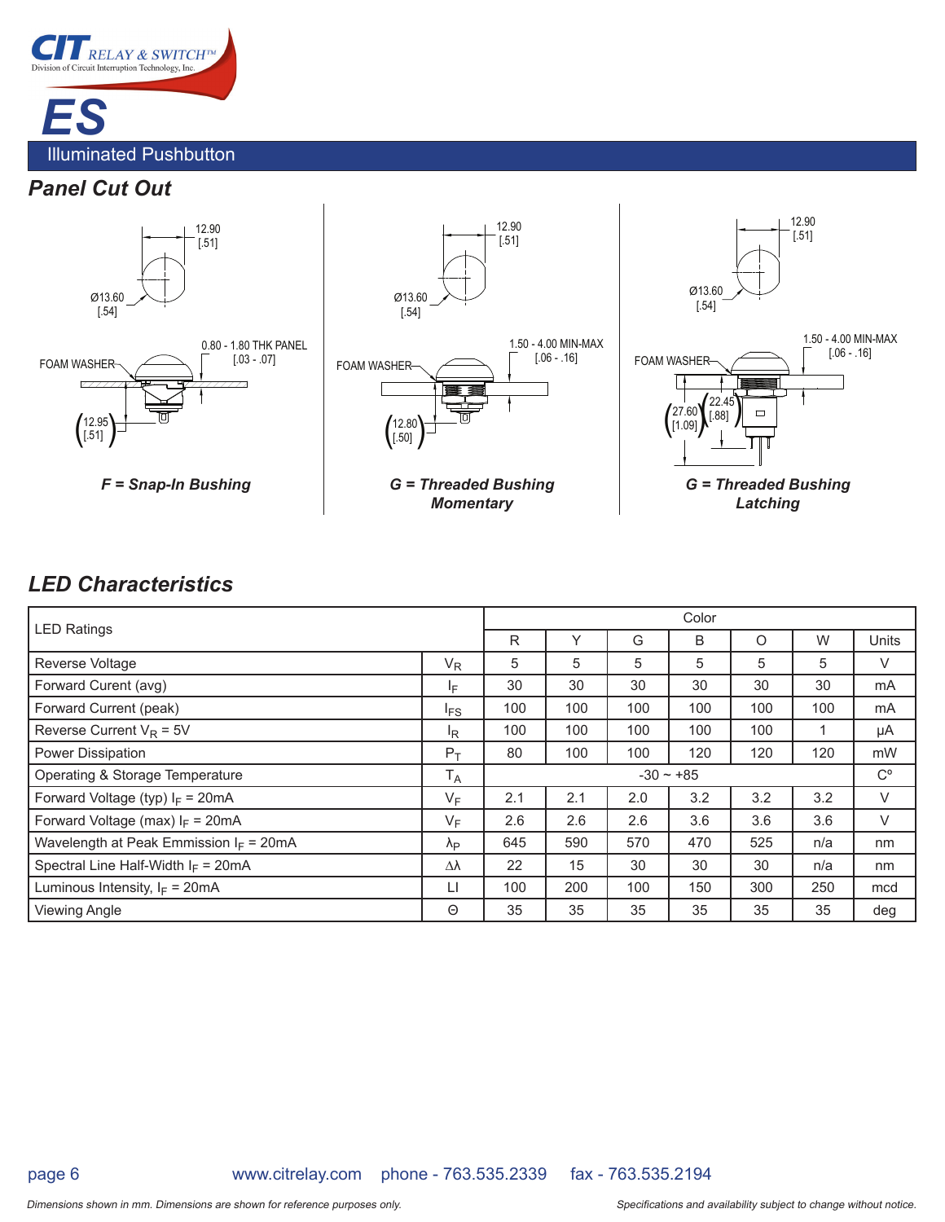# ES

Illuminated Pushbutton

## Panel Cut Out

12.90
[.51]

Ø13.60
[.54]

FOAM WASHER

0.80 - 1.80 THK PANEL
[.03 - .07]

12.95
[.51]

***F = Snap-In Bushing***

12.90
[.51]

Ø13.60
[.54]

FOAM WASHER

1.50 - 4.00 MIN-MAX
[.06 - .16]

12.80
[.50]

***G = Threaded Bushing Momentary***

12.90
[.51]

Ø13.60
[.54]

FOAM WASHER

1.50 - 4.00 MIN-MAX
[.06 - .16]

27.60
[1.09]

22.45
[.88]

***G = Threaded Bushing Latching***

## LED Characteristics

| LED Ratings | | Color | | | | | | |
|---|---|---|---|---|---|---|---|---|
| | | R | Y | G | B | O | W | Units |
| Reverse Voltage | $V_R$ | 5 | 5 | 5 | 5 | 5 | 5 | V |
| Forward Curent (avg) | $I_F$ | 30 | 30 | 30 | 30 | 30 | 30 | mA |
| Forward Current (peak) | $I_{FS}$ | 100 | 100 | 100 | 100 | 100 | 100 | mA |
| Reverse Current $V_R$ = 5V | $I_R$ | 100 | 100 | 100 | 100 | 100 | 1 | µA |
| Power Dissipation | $P_T$ | 80 | 100 | 100 | 120 | 120 | 120 | mW |
| Operating & Storage Temperature | $T_A$ | -30 ~ +85 | | | | | | C° |
| Forward Voltage (typ) $I_F$ = 20mA | $V_F$ | 2.1 | 2.1 | 2.0 | 3.2 | 3.2 | 3.2 | V |
| Forward Voltage (max) $I_F$ = 20mA | $V_F$ | 2.6 | 2.6 | 2.6 | 3.6 | 3.6 | 3.6 | V |
| Wavelength at Peak Emmission $I_F$ = 20mA | $\lambda_P$ | 645 | 590 | 570 | 470 | 525 | n/a | nm |
| Spectral Line Half-Width $I_F$ = 20mA | $\Delta\lambda$ | 22 | 15 | 30 | 30 | 30 | n/a | nm |
| Luminous Intensity, $I_F$ = 20mA | LI | 100 | 200 | 100 | 150 | 300 | 250 | mcd |
| Viewing Angle | Θ | 35 | 35 | 35 | 35 | 35 | 35 | deg |

www.citrelay.com phone - 763.535.2339 fax - 763.535.2194

*Dimensions shown in mm. Dimensions are shown for reference purposes only.*

*Specifications and availability subject to change without notice.*